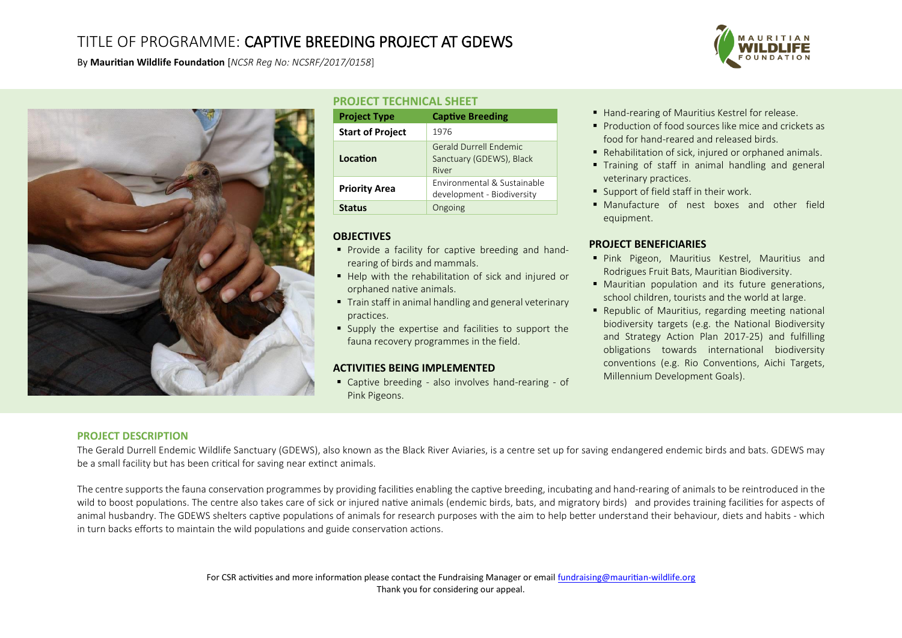# TITLE OF PROGRAMME: CAPTIVE BREEDING PROJECT AT GDEWS

By **Mauritian Wildlife Foundation** [*NCSR Reg No: NCSRF/2017/0158*]

## PROJECT TECHNICAL SHEET

| Project Type | Captive Breeding |
|---|---|
| **Start of Project** | 1976 |
| **Location** | Gerald Durrell Endemic Sanctuary (GDEWS), Black River |
| **Priority Area** | Environmental & Sustainable development - Biodiversity |
| **Status** | Ongoing |

### OBJECTIVES

- Provide a facility for captive breeding and hand-rearing of birds and mammals.
- Help with the rehabilitation of sick and injured or orphaned native animals.
- Train staff in animal handling and general veterinary practices.
- Supply the expertise and facilities to support the fauna recovery programmes in the field.

### ACTIVITIES BEING IMPLEMENTED

- Captive breeding - also involves hand-rearing - of Pink Pigeons.
- Hand-rearing of Mauritius Kestrel for release.
- Production of food sources like mice and crickets as food for hand-reared and released birds.
- Rehabilitation of sick, injured or orphaned animals.
- Training of staff in animal handling and general veterinary practices.
- Support of field staff in their work.
- Manufacture of nest boxes and other field equipment.

### PROJECT BENEFICIARIES

- Pink Pigeon, Mauritius Kestrel, Mauritius and Rodrigues Fruit Bats, Mauritian Biodiversity.
- Mauritian population and its future generations, school children, tourists and the world at large.
- Republic of Mauritius, regarding meeting national biodiversity targets (e.g. the National Biodiversity and Strategy Action Plan 2017-25) and fulfilling obligations towards international biodiversity conventions (e.g. Rio Conventions, Aichi Targets, Millennium Development Goals).

## PROJECT DESCRIPTION

The Gerald Durrell Endemic Wildlife Sanctuary (GDEWS), also known as the Black River Aviaries, is a centre set up for saving endangered endemic birds and bats. GDEWS may be a small facility but has been critical for saving near extinct animals.

The centre supports the fauna conservation programmes by providing facilities enabling the captive breeding, incubating and hand-rearing of animals to be reintroduced in the wild to boost populations. The centre also takes care of sick or injured native animals (endemic birds, bats, and migratory birds) and provides training facilities for aspects of animal husbandry. The GDEWS shelters captive populations of animals for research purposes with the aim to help better understand their behaviour, diets and habits - which in turn backs efforts to maintain the wild populations and guide conservation actions.

For CSR activities and more information please contact the Fundraising Manager or email fundraising@mauritian-wildlife.org
Thank you for considering our appeal.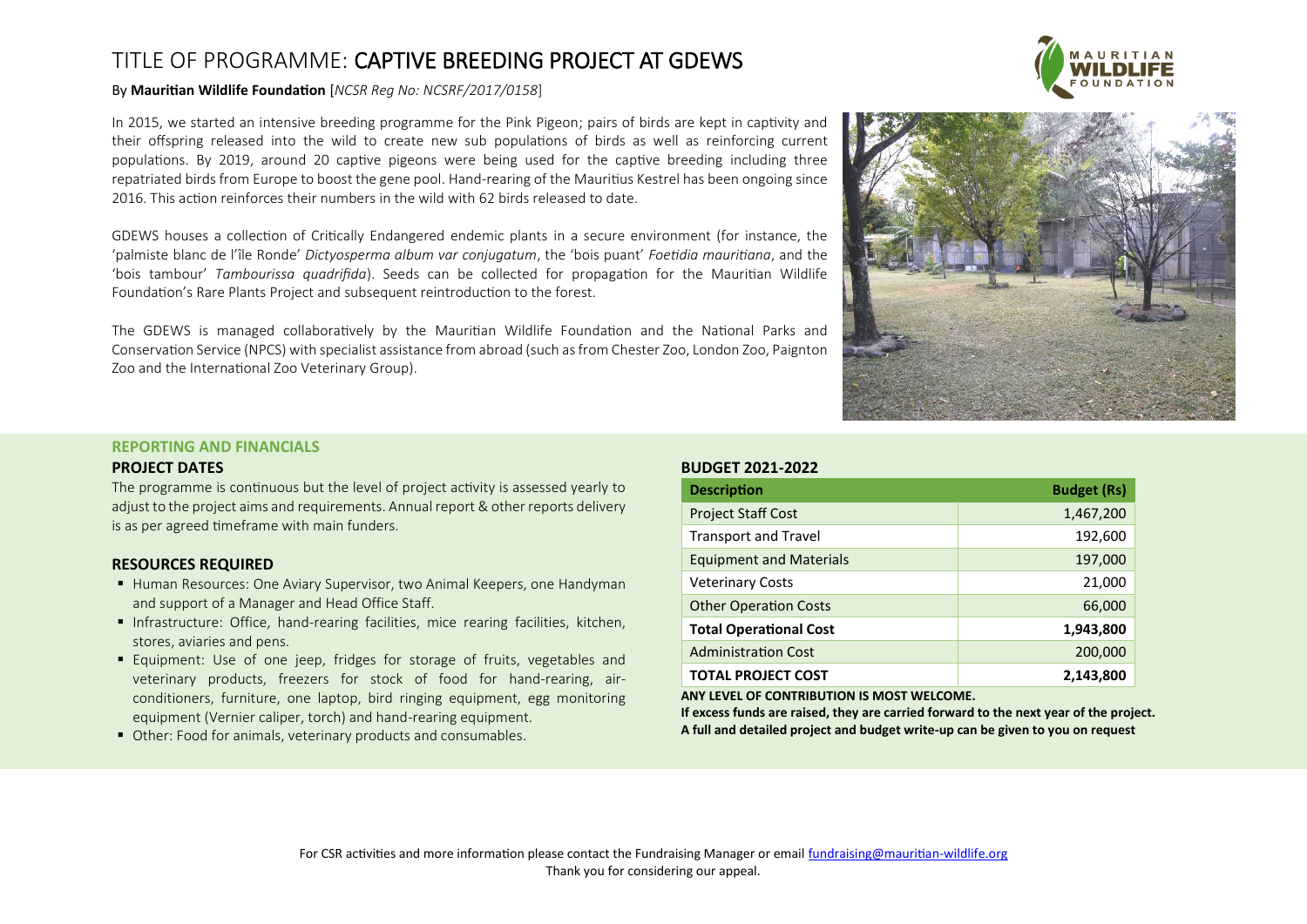# TITLE OF PROGRAMME: CAPTIVE BREEDING PROJECT AT GDEWS

By **Mauritian Wildlife Foundation** [*NCSR Reg No: NCSRF/2017/0158*]

In 2015, we started an intensive breeding programme for the Pink Pigeon; pairs of birds are kept in captivity and their offspring released into the wild to create new sub populations of birds as well as reinforcing current populations. By 2019, around 20 captive pigeons were being used for the captive breeding including three repatriated birds from Europe to boost the gene pool. Hand-rearing of the Mauritius Kestrel has been ongoing since 2016. This action reinforces their numbers in the wild with 62 birds released to date.

GDEWS houses a collection of Critically Endangered endemic plants in a secure environment (for instance, the 'palmiste blanc de l'île Ronde' *Dictyosperma album var conjugatum*, the 'bois puant' *Foetidia mauritiana*, and the 'bois tambour' *Tambourissa quadrifida*). Seeds can be collected for propagation for the Mauritian Wildlife Foundation's Rare Plants Project and subsequent reintroduction to the forest.

The GDEWS is managed collaboratively by the Mauritian Wildlife Foundation and the National Parks and Conservation Service (NPCS) with specialist assistance from abroad (such as from Chester Zoo, London Zoo, Paignton Zoo and the International Zoo Veterinary Group).

## REPORTING AND FINANCIALS

### PROJECT DATES

The programme is continuous but the level of project activity is assessed yearly to adjust to the project aims and requirements. Annual report & other reports delivery is as per agreed timeframe with main funders.

### RESOURCES REQUIRED

- Human Resources: One Aviary Supervisor, two Animal Keepers, one Handyman and support of a Manager and Head Office Staff.
- Infrastructure: Office, hand-rearing facilities, mice rearing facilities, kitchen, stores, aviaries and pens.
- Equipment: Use of one jeep, fridges for storage of fruits, vegetables and veterinary products, freezers for stock of food for hand-rearing, air-conditioners, furniture, one laptop, bird ringing equipment, egg monitoring equipment (Vernier caliper, torch) and hand-rearing equipment.
- Other: Food for animals, veterinary products and consumables.

### BUDGET 2021-2022

| Description | Budget (Rs) |
|---|---|
| Project Staff Cost | 1,467,200 |
| Transport and Travel | 192,600 |
| Equipment and Materials | 197,000 |
| Veterinary Costs | 21,000 |
| Other Operation Costs | 66,000 |
| **Total Operational Cost** | **1,943,800** |
| Administration Cost | 200,000 |
| **TOTAL PROJECT COST** | **2,143,800** |

**ANY LEVEL OF CONTRIBUTION IS MOST WELCOME.**

**If excess funds are raised, they are carried forward to the next year of the project.**

**A full and detailed project and budget write-up can be given to you on request**

For CSR activities and more information please contact the Fundraising Manager or email fundraising@mauritian-wildlife.org

Thank you for considering our appeal.